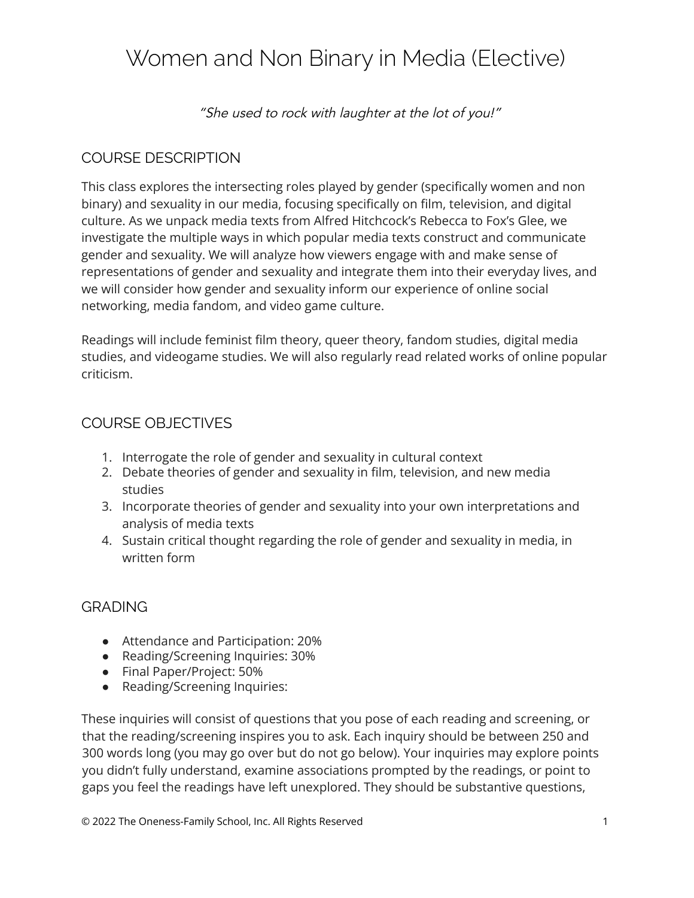# Women and Non Binary in Media (Elective)

*"She used to rock with laughter at the lot of you!"*

## COURSE DESCRIPTION

This class explores the intersecting roles played by gender (specifically women and non binary) and sexuality in our media, focusing specifically on film, television, and digital culture. As we unpack media texts from Alfred Hitchcock's Rebecca to Fox's Glee, we investigate the multiple ways in which popular media texts construct and communicate gender and sexuality. We will analyze how viewers engage with and make sense of representations of gender and sexuality and integrate them into their everyday lives, and we will consider how gender and sexuality inform our experience of online social networking, media fandom, and video game culture.

Readings will include feminist film theory, queer theory, fandom studies, digital media studies, and videogame studies. We will also regularly read related works of online popular criticism.

## COURSE OBJECTIVES

1. Interrogate the role of gender and sexuality in cultural context
2. Debate theories of gender and sexuality in film, television, and new media studies
3. Incorporate theories of gender and sexuality into your own interpretations and analysis of media texts
4. Sustain critical thought regarding the role of gender and sexuality in media, in written form

## GRADING

- Attendance and Participation: 20%
- Reading/Screening Inquiries: 30%
- Final Paper/Project: 50%
- Reading/Screening Inquiries:

These inquiries will consist of questions that you pose of each reading and screening, or that the reading/screening inspires you to ask. Each inquiry should be between 250 and 300 words long (you may go over but do not go below). Your inquiries may explore points you didn't fully understand, examine associations prompted by the readings, or point to gaps you feel the readings have left unexplored. They should be substantive questions,

© 2022 The Oneness-Family School, Inc. All Rights Reserved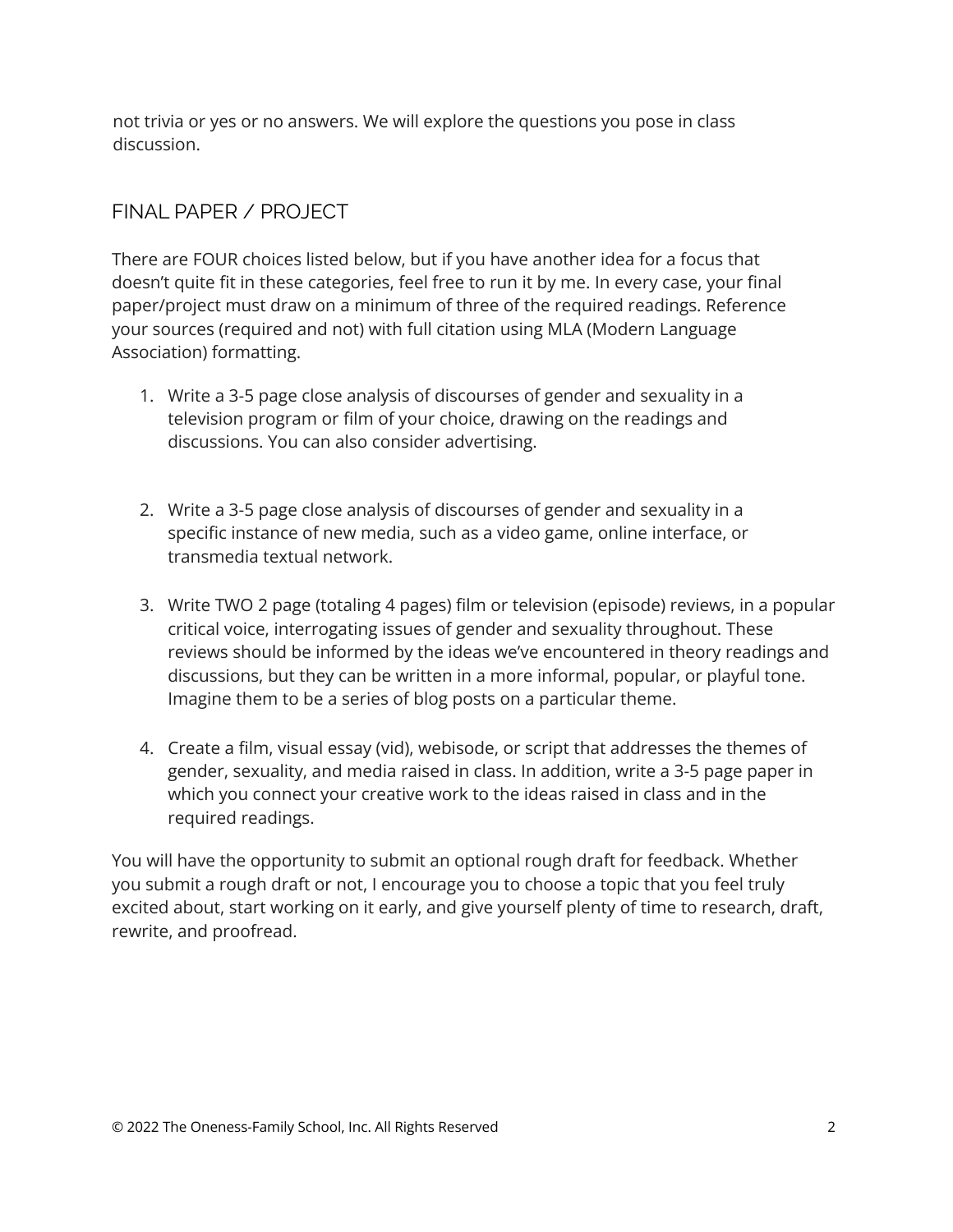not trivia or yes or no answers. We will explore the questions you pose in class discussion.

## FINAL PAPER / PROJECT

There are FOUR choices listed below, but if you have another idea for a focus that doesn't quite fit in these categories, feel free to run it by me. In every case, your final paper/project must draw on a minimum of three of the required readings. Reference your sources (required and not) with full citation using MLA (Modern Language Association) formatting.

1. Write a 3-5 page close analysis of discourses of gender and sexuality in a television program or film of your choice, drawing on the readings and discussions. You can also consider advertising.

2. Write a 3-5 page close analysis of discourses of gender and sexuality in a specific instance of new media, such as a video game, online interface, or transmedia textual network.

3. Write TWO 2 page (totaling 4 pages) film or television (episode) reviews, in a popular critical voice, interrogating issues of gender and sexuality throughout. These reviews should be informed by the ideas we've encountered in theory readings and discussions, but they can be written in a more informal, popular, or playful tone. Imagine them to be a series of blog posts on a particular theme.

4. Create a film, visual essay (vid), webisode, or script that addresses the themes of gender, sexuality, and media raised in class. In addition, write a 3-5 page paper in which you connect your creative work to the ideas raised in class and in the required readings.

You will have the opportunity to submit an optional rough draft for feedback. Whether you submit a rough draft or not, I encourage you to choose a topic that you feel truly excited about, start working on it early, and give yourself plenty of time to research, draft, rewrite, and proofread.

© 2022 The Oneness-Family School, Inc. All Rights Reserved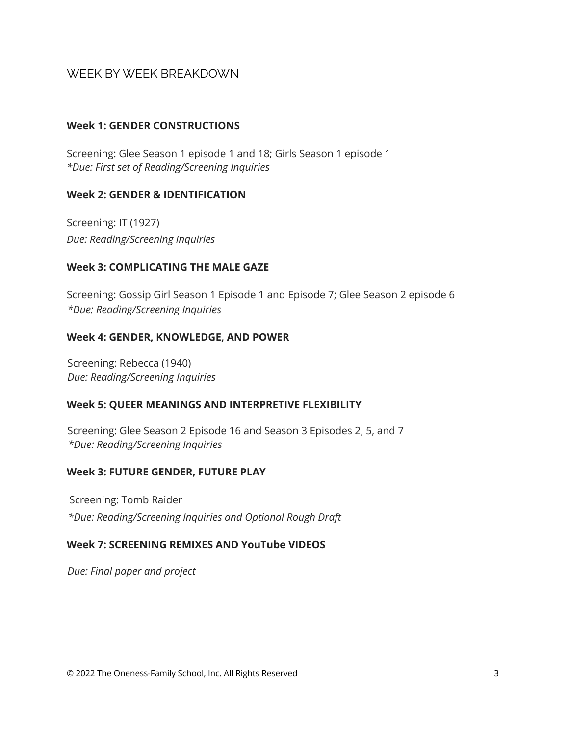## WEEK BY WEEK BREAKDOWN

**Week 1: GENDER CONSTRUCTIONS**

Screening: Glee Season 1 episode 1 and 18; Girls Season 1 episode 1
*\*Due: First set of Reading/Screening Inquiries*

**Week 2: GENDER & IDENTIFICATION**

Screening: IT (1927)
*Due: Reading/Screening Inquiries*

**Week 3: COMPLICATING THE MALE GAZE**

Screening: Gossip Girl Season 1 Episode 1 and Episode 7; Glee Season 2 episode 6
*\*Due: Reading/Screening Inquiries*

**Week 4: GENDER, KNOWLEDGE, AND POWER**

Screening: Rebecca (1940)
*Due: Reading/Screening Inquiries*

**Week 5: QUEER MEANINGS AND INTERPRETIVE FLEXIBILITY**

Screening: Glee Season 2 Episode 16 and Season 3 Episodes 2, 5, and 7
*\*Due: Reading/Screening Inquiries*

**Week 3: FUTURE GENDER, FUTURE PLAY**

Screening: Tomb Raider
*\*Due: Reading/Screening Inquiries and Optional Rough Draft*

**Week 7: SCREENING REMIXES AND YouTube VIDEOS**

*Due: Final paper and project*